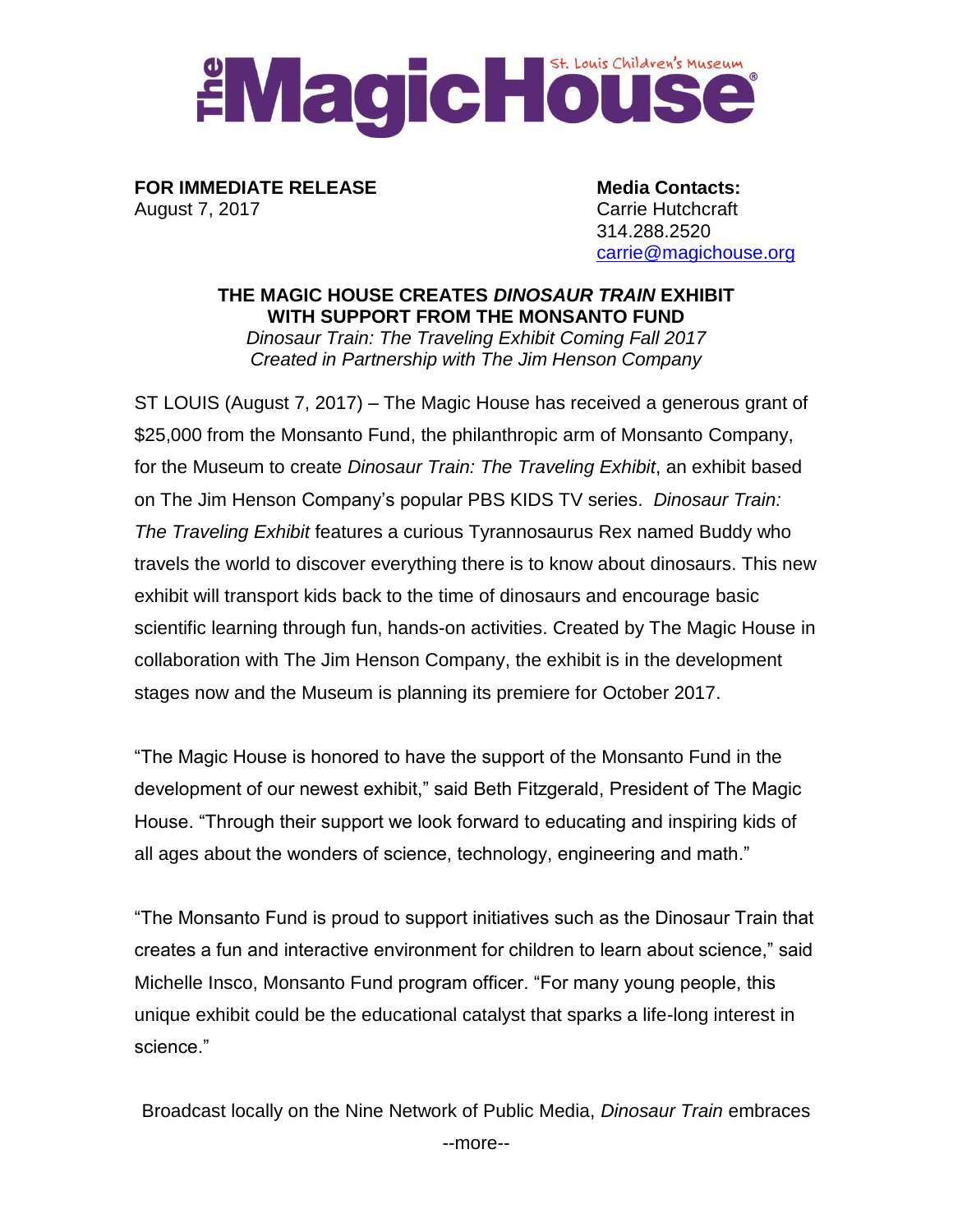**The Magic House** St. Louis Children's Museum

**FOR IMMEDIATE RELEASE**
August 7, 2017

**Media Contacts:**
Carrie Hutchcraft
314.288.2520
carrie@magichouse.org

## THE MAGIC HOUSE CREATES *DINOSAUR TRAIN* EXHIBIT WITH SUPPORT FROM THE MONSANTO FUND

*Dinosaur Train: The Traveling Exhibit Coming Fall 2017*
*Created in Partnership with The Jim Henson Company*

ST LOUIS (August 7, 2017) – The Magic House has received a generous grant of $25,000 from the Monsanto Fund, the philanthropic arm of Monsanto Company, for the Museum to create *Dinosaur Train: The Traveling Exhibit*, an exhibit based on The Jim Henson Company's popular PBS KIDS TV series. *Dinosaur Train: The Traveling Exhibit* features a curious Tyrannosaurus Rex named Buddy who travels the world to discover everything there is to know about dinosaurs. This new exhibit will transport kids back to the time of dinosaurs and encourage basic scientific learning through fun, hands-on activities. Created by The Magic House in collaboration with The Jim Henson Company, the exhibit is in the development stages now and the Museum is planning its premiere for October 2017.

"The Magic House is honored to have the support of the Monsanto Fund in the development of our newest exhibit," said Beth Fitzgerald, President of The Magic House. "Through their support we look forward to educating and inspiring kids of all ages about the wonders of science, technology, engineering and math."

"The Monsanto Fund is proud to support initiatives such as the Dinosaur Train that creates a fun and interactive environment for children to learn about science," said Michelle Insco, Monsanto Fund program officer. "For many young people, this unique exhibit could be the educational catalyst that sparks a life-long interest in science."

Broadcast locally on the Nine Network of Public Media, *Dinosaur Train* embraces

--more--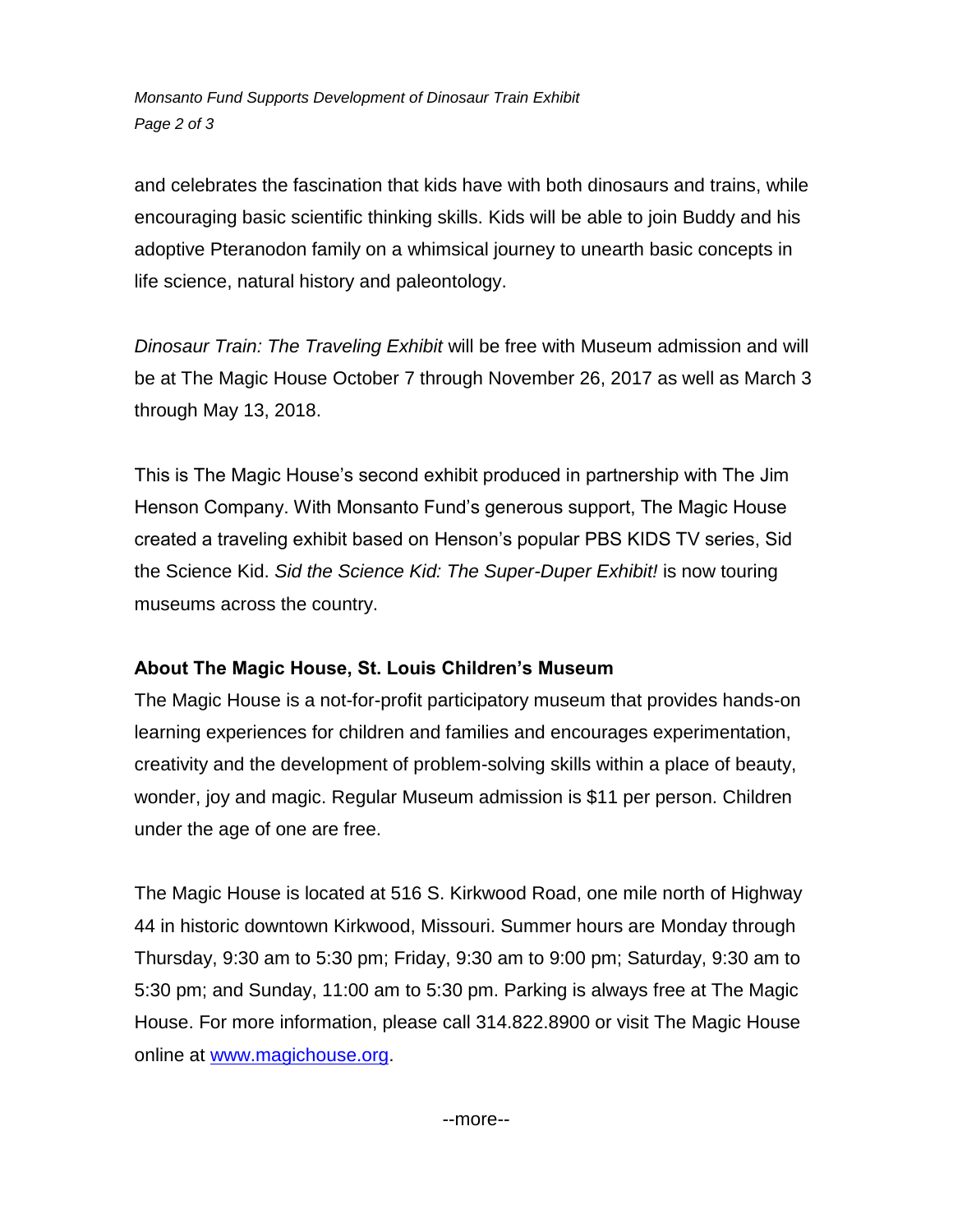and celebrates the fascination that kids have with both dinosaurs and trains, while encouraging basic scientific thinking skills. Kids will be able to join Buddy and his adoptive Pteranodon family on a whimsical journey to unearth basic concepts in life science, natural history and paleontology.

*Dinosaur Train: The Traveling Exhibit* will be free with Museum admission and will be at The Magic House October 7 through November 26, 2017 as well as March 3 through May 13, 2018.

This is The Magic House's second exhibit produced in partnership with The Jim Henson Company. With Monsanto Fund's generous support, The Magic House created a traveling exhibit based on Henson's popular PBS KIDS TV series, Sid the Science Kid. *Sid the Science Kid: The Super-Duper Exhibit!* is now touring museums across the country.

**About The Magic House, St. Louis Children's Museum**

The Magic House is a not-for-profit participatory museum that provides hands-on learning experiences for children and families and encourages experimentation, creativity and the development of problem-solving skills within a place of beauty, wonder, joy and magic. Regular Museum admission is $11 per person. Children under the age of one are free.

The Magic House is located at 516 S. Kirkwood Road, one mile north of Highway 44 in historic downtown Kirkwood, Missouri. Summer hours are Monday through Thursday, 9:30 am to 5:30 pm; Friday, 9:30 am to 9:00 pm; Saturday, 9:30 am to 5:30 pm; and Sunday, 11:00 am to 5:30 pm. Parking is always free at The Magic House. For more information, please call 314.822.8900 or visit The Magic House online at [www.magichouse.org](http://www.magichouse.org).

--more--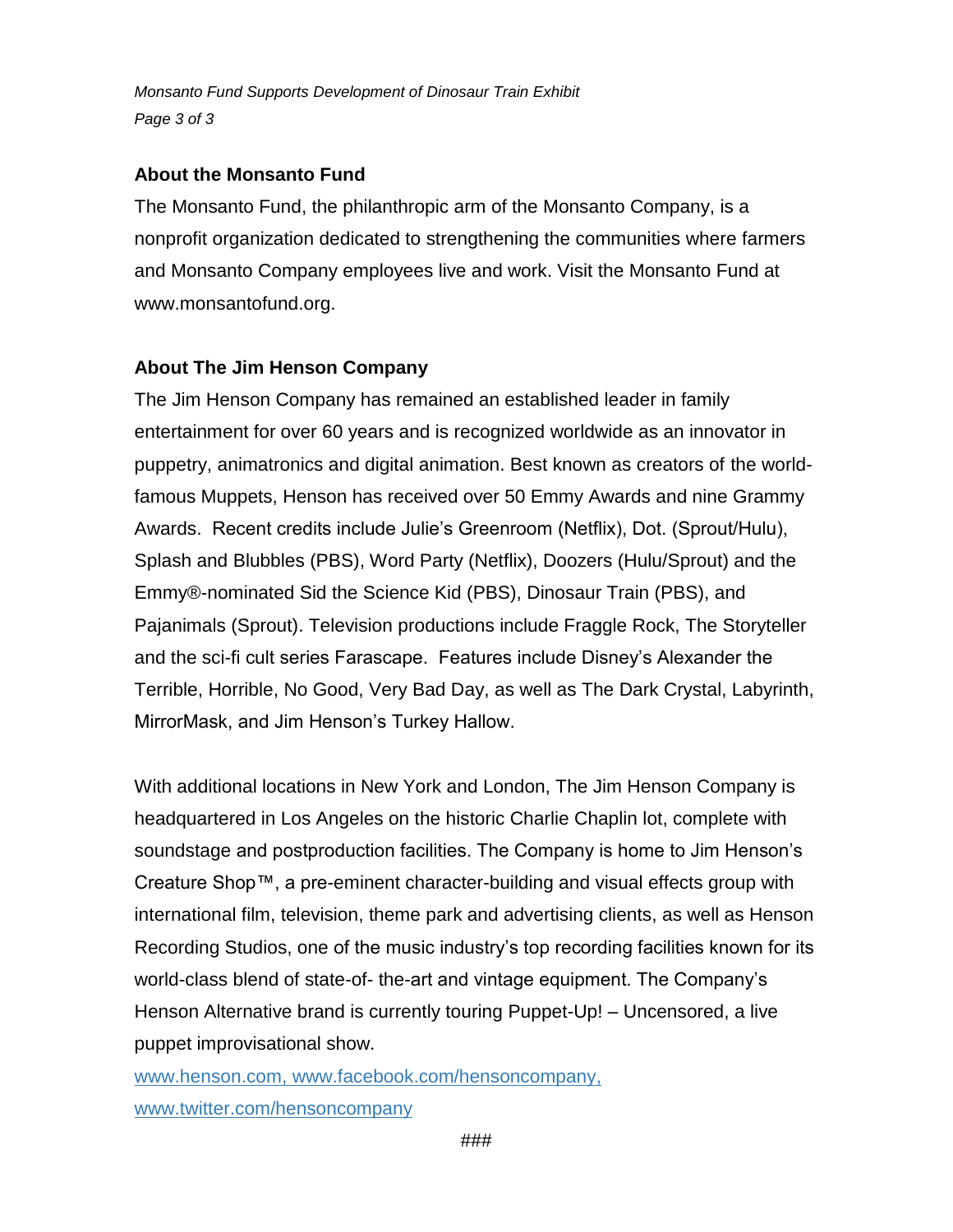## About the Monsanto Fund

The Monsanto Fund, the philanthropic arm of the Monsanto Company, is a nonprofit organization dedicated to strengthening the communities where farmers and Monsanto Company employees live and work. Visit the Monsanto Fund at www.monsantofund.org.

## About The Jim Henson Company

The Jim Henson Company has remained an established leader in family entertainment for over 60 years and is recognized worldwide as an innovator in puppetry, animatronics and digital animation. Best known as creators of the world-famous Muppets, Henson has received over 50 Emmy Awards and nine Grammy Awards. Recent credits include Julie's Greenroom (Netflix), Dot. (Sprout/Hulu), Splash and Blubbles (PBS), Word Party (Netflix), Doozers (Hulu/Sprout) and the Emmy®-nominated Sid the Science Kid (PBS), Dinosaur Train (PBS), and Pajanimals (Sprout). Television productions include Fraggle Rock, The Storyteller and the sci-fi cult series Farascape. Features include Disney's Alexander the Terrible, Horrible, No Good, Very Bad Day, as well as The Dark Crystal, Labyrinth, MirrorMask, and Jim Henson's Turkey Hallow.

With additional locations in New York and London, The Jim Henson Company is headquartered in Los Angeles on the historic Charlie Chaplin lot, complete with soundstage and postproduction facilities. The Company is home to Jim Henson's Creature Shop™, a pre-eminent character-building and visual effects group with international film, television, theme park and advertising clients, as well as Henson Recording Studios, one of the music industry's top recording facilities known for its world-class blend of state-of- the-art and vintage equipment. The Company's Henson Alternative brand is currently touring Puppet-Up! – Uncensored, a live puppet improvisational show.

www.henson.com, www.facebook.com/hensoncompany, www.twitter.com/hensoncompany

###